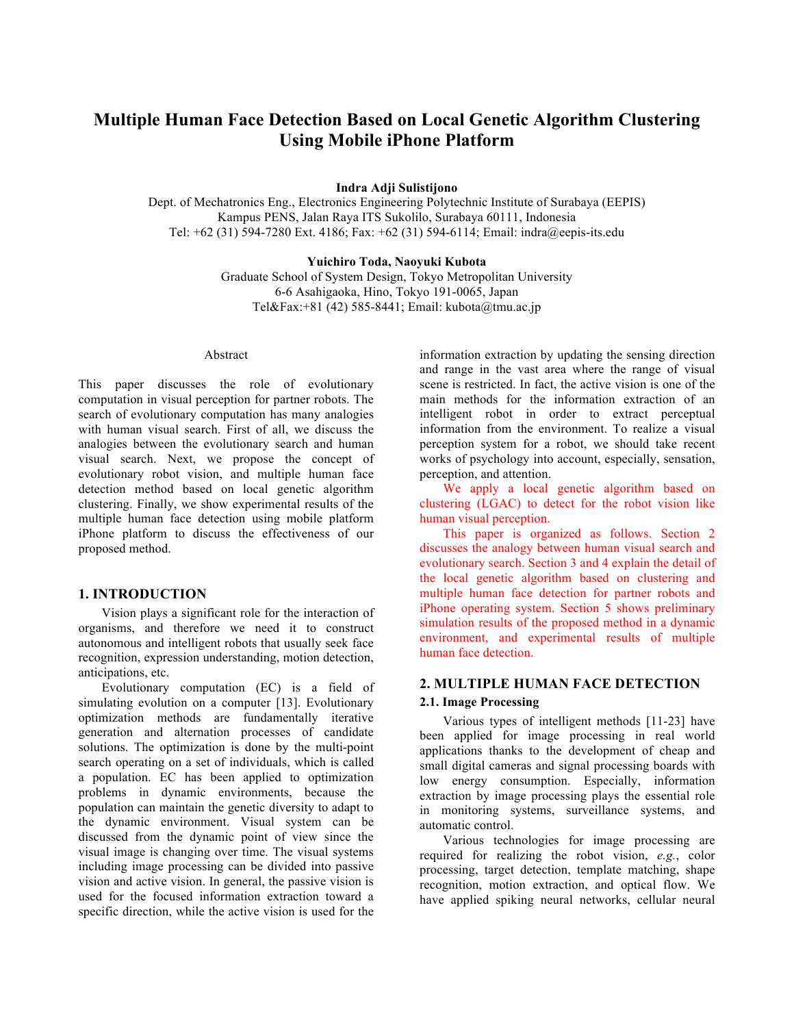# Multiple Human Face Detection Based on Local Genetic Algorithm Clustering Using Mobile iPhone Platform

**Indra Adji Sulistijono**

Dept. of Mechatronics Eng., Electronics Engineering Polytechnic Institute of Surabaya (EEPIS)
Kampus PENS, Jalan Raya ITS Sukolilo, Surabaya 60111, Indonesia
Tel: +62 (31) 594-7280 Ext. 4186; Fax: +62 (31) 594-6114; Email: indra@eepis-its.edu

**Yuichiro Toda, Naoyuki Kubota**

Graduate School of System Design, Tokyo Metropolitan University
6-6 Asahigaoka, Hino, Tokyo 191-0065, Japan
Tel&Fax:+81 (42) 585-8441; Email: kubota@tmu.ac.jp

## Abstract

This paper discusses the role of evolutionary computation in visual perception for partner robots. The search of evolutionary computation has many analogies with human visual search. First of all, we discuss the analogies between the evolutionary search and human visual search. Next, we propose the concept of evolutionary robot vision, and multiple human face detection method based on local genetic algorithm clustering. Finally, we show experimental results of the multiple human face detection using mobile platform iPhone platform to discuss the effectiveness of our proposed method.

## 1. INTRODUCTION

Vision plays a significant role for the interaction of organisms, and therefore we need it to construct autonomous and intelligent robots that usually seek face recognition, expression understanding, motion detection, anticipations, etc.

Evolutionary computation (EC) is a field of simulating evolution on a computer [13]. Evolutionary optimization methods are fundamentally iterative generation and alternation processes of candidate solutions. The optimization is done by the multi-point search operating on a set of individuals, which is called a population. EC has been applied to optimization problems in dynamic environments, because the population can maintain the genetic diversity to adapt to the dynamic environment. Visual system can be discussed from the dynamic point of view since the visual image is changing over time. The visual systems including image processing can be divided into passive vision and active vision. In general, the passive vision is used for the focused information extraction toward a specific direction, while the active vision is used for the information extraction by updating the sensing direction and range in the vast area where the range of visual scene is restricted. In fact, the active vision is one of the main methods for the information extraction of an intelligent robot in order to extract perceptual information from the environment. To realize a visual perception system for a robot, we should take recent works of psychology into account, especially, sensation, perception, and attention.

We apply a local genetic algorithm based on clustering (LGAC) to detect for the robot vision like human visual perception.

This paper is organized as follows. Section 2 discusses the analogy between human visual search and evolutionary search. Section 3 and 4 explain the detail of the local genetic algorithm based on clustering and multiple human face detection for partner robots and iPhone operating system. Section 5 shows preliminary simulation results of the proposed method in a dynamic environment, and experimental results of multiple human face detection.

## 2. MULTIPLE HUMAN FACE DETECTION

### 2.1. Image Processing

Various types of intelligent methods [11-23] have been applied for image processing in real world applications thanks to the development of cheap and small digital cameras and signal processing boards with low energy consumption. Especially, information extraction by image processing plays the essential role in monitoring systems, surveillance systems, and automatic control.

Various technologies for image processing are required for realizing the robot vision, *e.g.*, color processing, target detection, template matching, shape recognition, motion extraction, and optical flow. We have applied spiking neural networks, cellular neural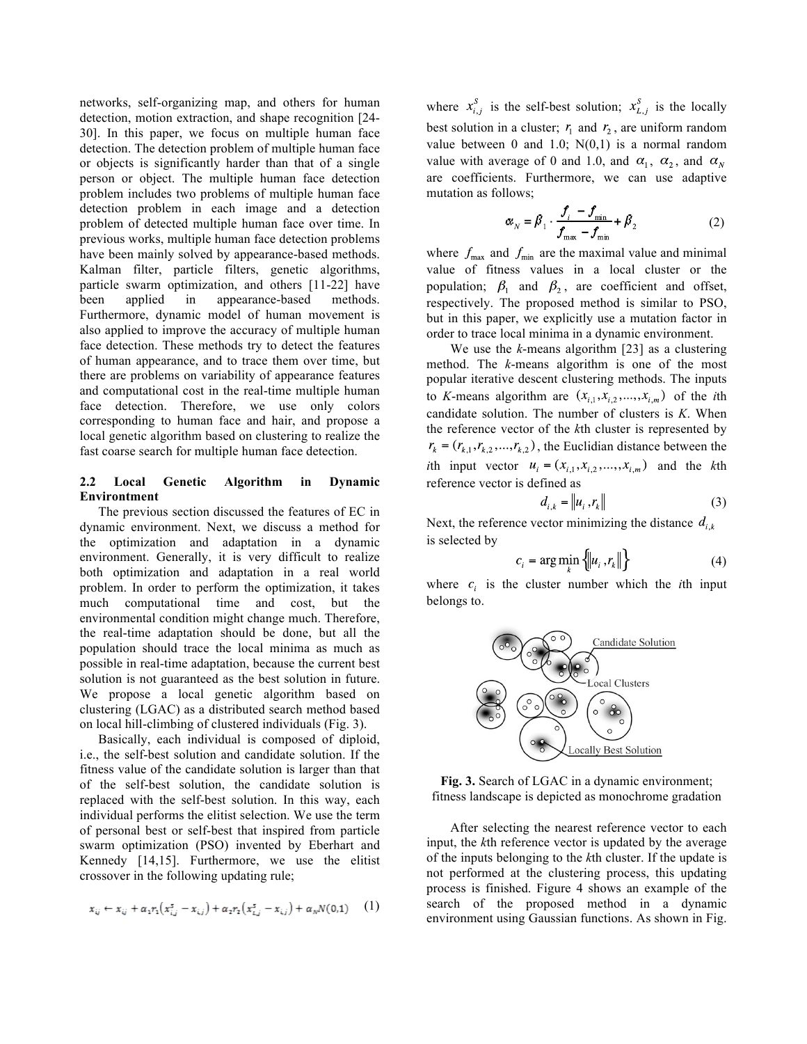networks, self-organizing map, and others for human detection, motion extraction, and shape recognition [24-30]. In this paper, we focus on multiple human face detection. The detection problem of multiple human face or objects is significantly harder than that of a single person or object. The multiple human face detection problem includes two problems of multiple human face detection problem in each image and a detection problem of detected multiple human face over time. In previous works, multiple human face detection problems have been mainly solved by appearance-based methods. Kalman filter, particle filters, genetic algorithms, particle swarm optimization, and others [11-22] have been applied in appearance-based methods. Furthermore, dynamic model of human movement is also applied to improve the accuracy of multiple human face detection. These methods try to detect the features of human appearance, and to trace them over time, but there are problems on variability of appearance features and computational cost in the real-time multiple human face detection. Therefore, we use only colors corresponding to human face and hair, and propose a local genetic algorithm based on clustering to realize the fast coarse search for multiple human face detection.

## 2.2 Local Genetic Algorithm in Dynamic Environtment

The previous section discussed the features of EC in dynamic environment. Next, we discuss a method for the optimization and adaptation in a dynamic environment. Generally, it is very difficult to realize both optimization and adaptation in a real world problem. In order to perform the optimization, it takes much computational time and cost, but the environmental condition might change much. Therefore, the real-time adaptation should be done, but all the population should trace the local minima as much as possible in real-time adaptation, because the current best solution is not guaranteed as the best solution in future. We propose a local genetic algorithm based on clustering (LGAC) as a distributed search method based on local hill-climbing of clustered individuals (Fig. 3).

Basically, each individual is composed of diploid, i.e., the self-best solution and candidate solution. If the fitness value of the candidate solution is larger than that of the self-best solution, the candidate solution is replaced with the self-best solution. In this way, each individual performs the elitist selection. We use the term of personal best or self-best that inspired from particle swarm optimization (PSO) invented by Eberhart and Kennedy [14,15]. Furthermore, we use the elitist crossover in the following updating rule;

$$x_{i,j} \leftarrow x_{i,j} + \alpha_1 r_1 \left(x^s_{i,j} - x_{i,j}\right) + \alpha_2 r_2 \left(x^s_{L,j} - x_{i,j}\right) + \alpha_N N(0,1) \quad (1)$$

where $x^s_{i,j}$ is the self-best solution; $x^s_{L,j}$ is the locally best solution in a cluster; $r_1$ and $r_2$, are uniform random value between 0 and 1.0; N(0,1) is a normal random value with average of 0 and 1.0, and $\alpha_1$, $\alpha_2$, and $\alpha_N$ are coefficients. Furthermore, we can use adaptive mutation as follows;

$$\alpha_N = \beta_1 \cdot \frac{f_i - f_{\min}}{f_{\max} - f_{\min}} + \beta_2 \quad (2)$$

where $f_{\max}$ and $f_{\min}$ are the maximal value and minimal value of fitness values in a local cluster or the population; $\beta_1$ and $\beta_2$, are coefficient and offset, respectively. The proposed method is similar to PSO, but in this paper, we explicitly use a mutation factor in order to trace local minima in a dynamic environment.

We use the *k*-means algorithm [23] as a clustering method. The *k*-means algorithm is one of the most popular iterative descent clustering methods. The inputs to *K*-means algorithm are $(x_{i,1}, x_{i,2}, ..., x_{i,m})$ of the *i*th candidate solution. The number of clusters is *K*. When the reference vector of the *k*th cluster is represented by $r_k = (r_{k,1}, r_{k,2}, ..., r_{k,2})$, the Euclidian distance between the *i*th input vector $u_i = (x_{i,1}, x_{i,2}, ..., x_{i,m})$ and the *k*th reference vector is defined as

$$d_{i,k} = \|u_i, r_k\| \quad (3)$$

Next, the reference vector minimizing the distance $d_{i,k}$ is selected by

$$c_i = \arg\min_k \{\|u_i, r_k\|\} \quad (4)$$

where $c_i$ is the cluster number which the *i*th input belongs to.

**Fig. 3.** Search of LGAC in a dynamic environment; fitness landscape is depicted as monochrome gradation

After selecting the nearest reference vector to each input, the *k*th reference vector is updated by the average of the inputs belonging to the *k*th cluster. If the update is not performed at the clustering process, this updating process is finished. Figure 4 shows an example of the search of the proposed method in a dynamic environment using Gaussian functions. As shown in Fig.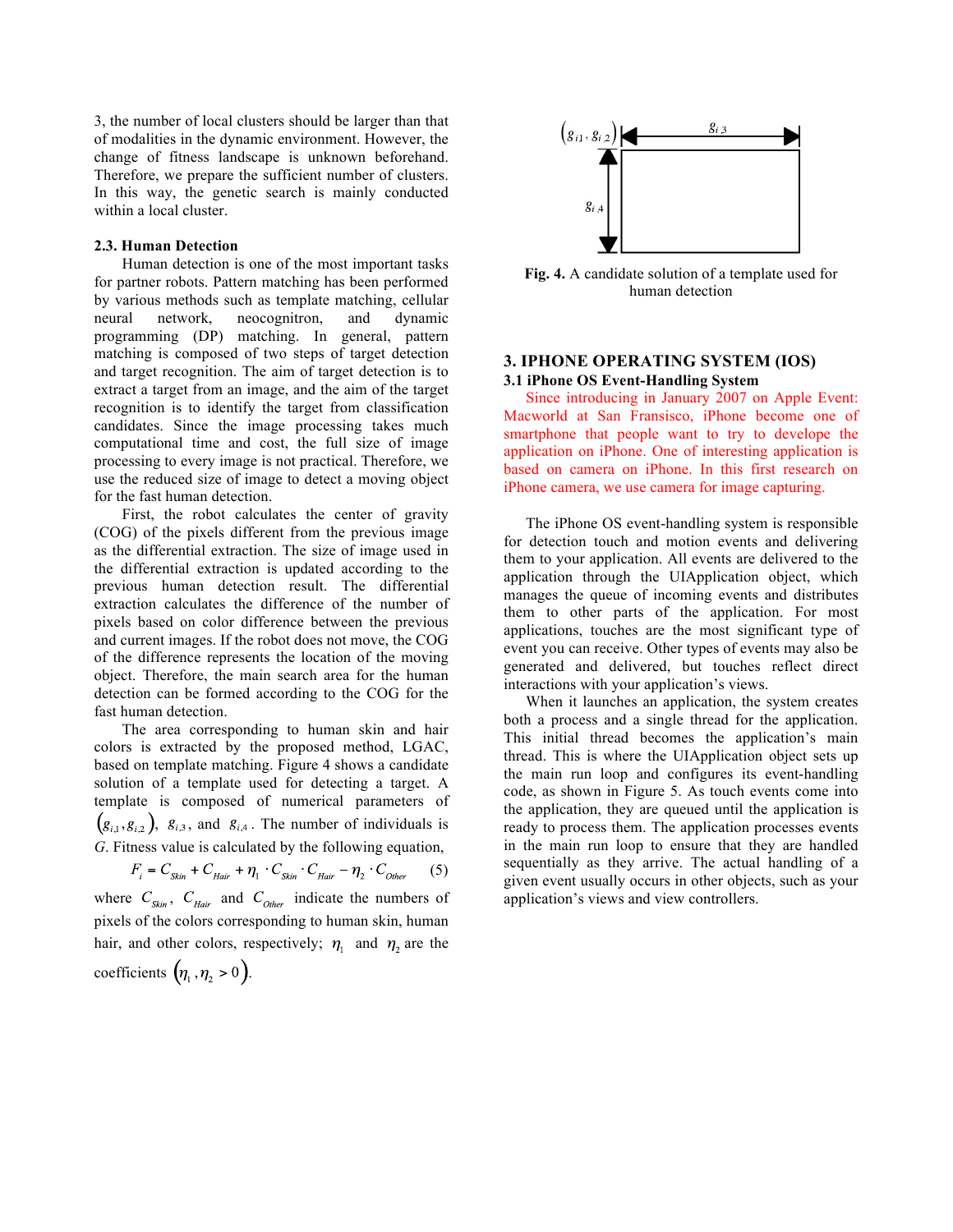3, the number of local clusters should be larger than that of modalities in the dynamic environment. However, the change of fitness landscape is unknown beforehand. Therefore, we prepare the sufficient number of clusters. In this way, the genetic search is mainly conducted within a local cluster.

### 2.3. Human Detection

Human detection is one of the most important tasks for partner robots. Pattern matching has been performed by various methods such as template matching, cellular neural network, neocognitron, and dynamic programming (DP) matching. In general, pattern matching is composed of two steps of target detection and target recognition. The aim of target detection is to extract a target from an image, and the aim of the target recognition is to identify the target from classification candidates. Since the image processing takes much computational time and cost, the full size of image processing to every image is not practical. Therefore, we use the reduced size of image to detect a moving object for the fast human detection.

First, the robot calculates the center of gravity (COG) of the pixels different from the previous image as the differential extraction. The size of image used in the differential extraction is updated according to the previous human detection result. The differential extraction calculates the difference of the number of pixels based on color difference between the previous and current images. If the robot does not move, the COG of the difference represents the location of the moving object. Therefore, the main search area for the human detection can be formed according to the COG for the fast human detection.

The area corresponding to human skin and hair colors is extracted by the proposed method, LGAC, based on template matching. Figure 4 shows a candidate solution of a template used for detecting a target. A template is composed of numerical parameters of $(g_{i,1}, g_{i,2})$, $g_{i,3}$, and $g_{i,4}$. The number of individuals is $G$. Fitness value is calculated by the following equation,

$$F_i = C_{Skin} + C_{Hair} + \eta_1 \cdot C_{Skin} \cdot C_{Hair} - \eta_2 \cdot C_{Other} \qquad (5)$$

where $C_{Skin}$, $C_{Hair}$ and $C_{Other}$ indicate the numbers of pixels of the colors corresponding to human skin, human hair, and other colors, respectively; $\eta_1$ and $\eta_2$ are the coefficients $(\eta_1, \eta_2 > 0)$.

**Fig. 4.** A candidate solution of a template used for human detection

## 3. IPHONE OPERATING SYSTEM (IOS)

### 3.1 iPhone OS Event-Handling System

Since introducing in January 2007 on Apple Event: Macworld at San Fransisco, iPhone become one of smartphone that people want to try to develope the application on iPhone. One of interesting application is based on camera on iPhone. In this first research on iPhone camera, we use camera for image capturing.

The iPhone OS event-handling system is responsible for detection touch and motion events and delivering them to your application. All events are delivered to the application through the UIApplication object, which manages the queue of incoming events and distributes them to other parts of the application. For most applications, touches are the most significant type of event you can receive. Other types of events may also be generated and delivered, but touches reflect direct interactions with your application's views.

When it launches an application, the system creates both a process and a single thread for the application. This initial thread becomes the application's main thread. This is where the UIApplication object sets up the main run loop and configures its event-handling code, as shown in Figure 5. As touch events come into the application, they are queued until the application is ready to process them. The application processes events in the main run loop to ensure that they are handled sequentially as they arrive. The actual handling of a given event usually occurs in other objects, such as your application's views and view controllers.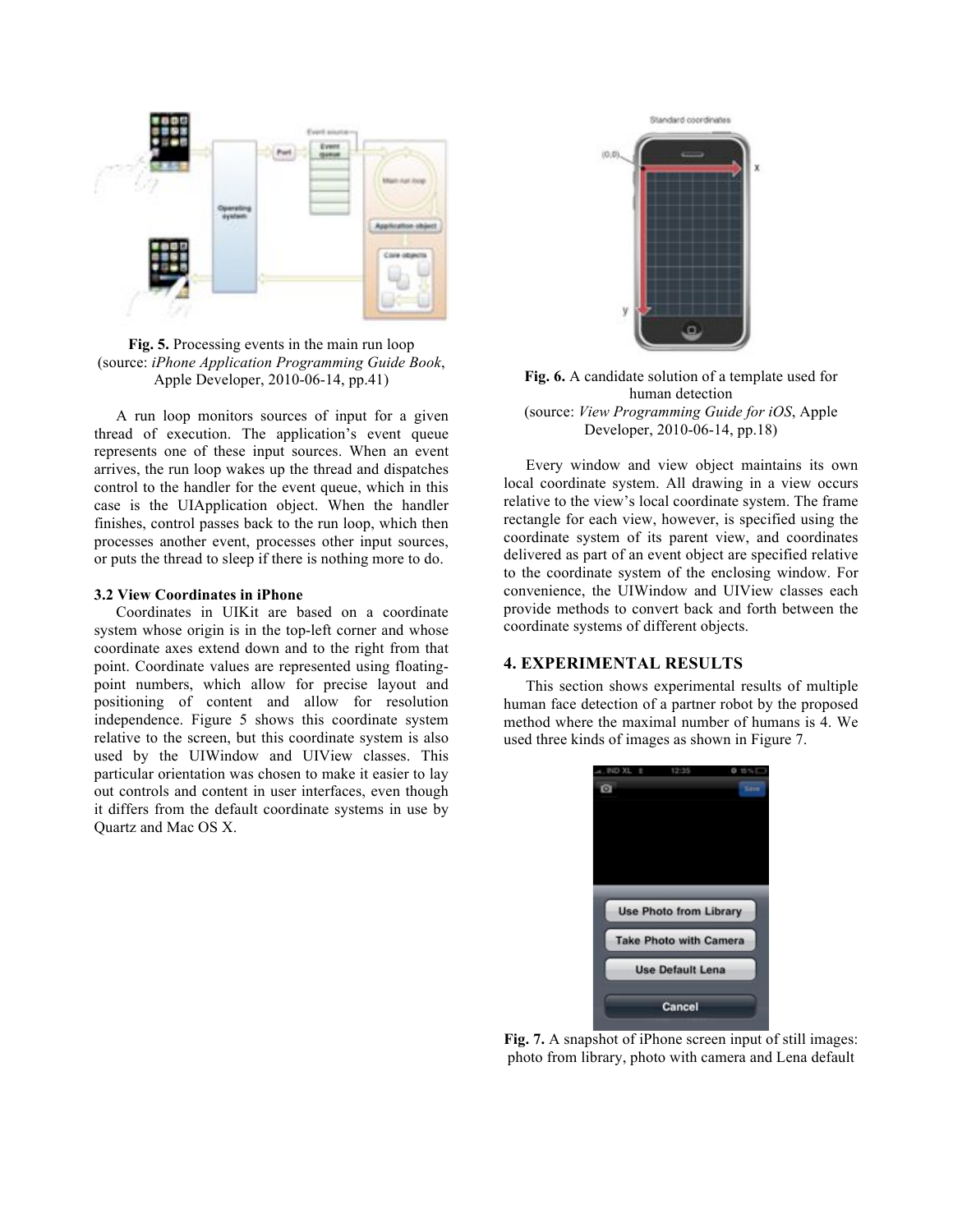**Fig. 5.** Processing events in the main run loop (source: *iPhone Application Programming Guide Book*, Apple Developer, 2010-06-14, pp.41)

A run loop monitors sources of input for a given thread of execution. The application's event queue represents one of these input sources. When an event arrives, the run loop wakes up the thread and dispatches control to the handler for the event queue, which in this case is the UIApplication object. When the handler finishes, control passes back to the run loop, which then processes another event, processes other input sources, or puts the thread to sleep if there is nothing more to do.

### 3.2 View Coordinates in iPhone

Coordinates in UIKit are based on a coordinate system whose origin is in the top-left corner and whose coordinate axes extend down and to the right from that point. Coordinate values are represented using floating-point numbers, which allow for precise layout and positioning of content and allow for resolution independence. Figure 5 shows this coordinate system relative to the screen, but this coordinate system is also used by the UIWindow and UIView classes. This particular orientation was chosen to make it easier to lay out controls and content in user interfaces, even though it differs from the default coordinate systems in use by Quartz and Mac OS X.

**Fig. 6.** A candidate solution of a template used for human detection (source: *View Programming Guide for iOS*, Apple Developer, 2010-06-14, pp.18)

Every window and view object maintains its own local coordinate system. All drawing in a view occurs relative to the view's local coordinate system. The frame rectangle for each view, however, is specified using the coordinate system of its parent view, and coordinates delivered as part of an event object are specified relative to the coordinate system of the enclosing window. For convenience, the UIWindow and UIView classes each provide methods to convert back and forth between the coordinate systems of different objects.

## 4. EXPERIMENTAL RESULTS

This section shows experimental results of multiple human face detection of a partner robot by the proposed method where the maximal number of humans is 4. We used three kinds of images as shown in Figure 7.

**Fig. 7.** A snapshot of iPhone screen input of still images: photo from library, photo with camera and Lena default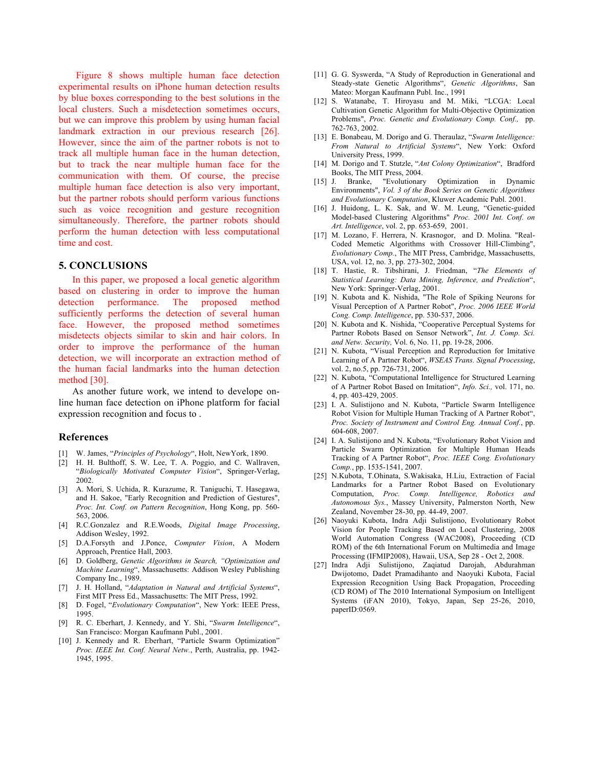Figure 8 shows multiple human face detection experimental results on iPhone human detection results by blue boxes corresponding to the best solutions in the local clusters. Such a misdetection sometimes occurs, but we can improve this problem by using human facial landmark extraction in our previous research [26]. However, since the aim of the partner robots is not to track all multiple human face in the human detection, but to track the near multiple human face for the communication with them. Of course, the precise multiple human face detection is also very important, but the partner robots should perform various functions such as voice recognition and gesture recognition simultaneously. Therefore, the partner robots should perform the human detection with less computational time and cost.

## 5. CONCLUSIONS

In this paper, we proposed a local genetic algorithm based on clustering in order to improve the human detection performance. The proposed method sufficiently performs the detection of several human face. However, the proposed method sometimes misdetects objects similar to skin and hair colors. In order to improve the performance of the human detection, we will incorporate an extraction method of the human facial landmarks into the human detection method [30].

As another future work, we intend to develope on-line human face detection on iPhone platform for facial expression recognition and focus to .

## References

[1] W. James, “*Principles of Psychology*“, Holt, NewYork, 1890.

[2] H. H. Bulthoff, S. W. Lee, T. A. Poggio, and C. Wallraven, “*Biologically Motivated Computer Vision*“, Springer-Verlag, 2002.

[3] A. Mori, S. Uchida, R. Kurazume, R. Taniguchi, T. Hasegawa, and H. Sakoe, "Early Recognition and Prediction of Gestures", *Proc. Int. Conf. on Pattern Recognition*, Hong Kong, pp. 560-563, 2006.

[4] R.C.Gonzalez and R.E.Woods, *Digital Image Processing*, Addison Wesley, 1992.

[5] D.A.Forsyth and J.Ponce, *Computer Vision*, A Modern Approach, Prentice Hall, 2003.

[6] D. Goldberg, *Genetic Algorithms in Search, “Optimization and Machine Learning*“, Massachusetts: Addison Wesley Publishing Company Inc., 1989.

[7] J. H. Holland, “*Adaptation in Natural and Artificial Systems*“, First MIT Press Ed., Massachusetts: The MIT Press, 1992.

[8] D. Fogel, “*Evolutionary Computation*“, New York: IEEE Press, 1995.

[9] R. C. Eberhart, J. Kennedy, and Y. Shi, “*Swarm Intelligence*“, San Francisco: Morgan Kaufmann Publ., 2001.

[10] J. Kennedy and R. Eberhart, “Particle Swarm Optimization” *Proc. IEEE Int. Conf. Neural Netw.*, Perth, Australia, pp. 1942-1945, 1995.

[11] G. G. Syswerda, “A Study of Reproduction in Generational and Steady-state Genetic Algorithms“, *Genetic Algorithms*, San Mateo: Morgan Kaufmann Publ. Inc., 1991

[12] S. Watanabe, T. Hiroyasu and M. Miki, “LCGA: Local Cultivation Genetic Algorithm for Multi-Objective Optimization Problems", *Proc. Genetic and Evolutionary Comp. Conf.,* pp. 762-763, 2002.

[13] E. Bonabeau, M. Dorigo and G. Theraulaz, “*Swarm Intelligence: From Natural to Artificial Systems*“, New York: Oxford University Press, 1999.

[14] M. Dorigo and T. Stutzle, “*Ant Colony Optimization*“, Bradford Books, The MIT Press, 2004.

[15] J. Branke, "Evolutionary Optimization in Dynamic Environments", *Vol. 3 of the Book Series on Genetic Algorithms and Evolutionary Computation*, Kluwer Academic Publ. 2001.

[16] J. Huidong, L. K. Sak, and W. M. Leung, “Genetic-guided Model-based Clustering Algorithms" *Proc. 2001 Int. Conf. on Art. Intelligence*, vol. 2, pp. 653-659, 2001.

[17] M. Lozano, F. Herrera, N. Krasnogor, and D. Molina. "Real-Coded Memetic Algorithms with Crossover Hill-Climbing", *Evolutionary Comp.*, The MIT Press, Cambridge, Massachusetts, USA, vol. 12, no. 3, pp. 273-302, 2004.

[18] T. Hastie, R. Tibshirani, J. Friedman, “*The Elements of Statistical Learning: Data Mining, Inference, and Prediction*“, New York: Springer-Verlag, 2001.

[19] N. Kubota and K. Nishida, "The Role of Spiking Neurons for Visual Perception of A Partner Robot", *Proc. 2006 IEEE World Cong. Comp. Intelligence*, pp. 530-537, 2006.

[20] N. Kubota and K. Nishida, “Cooperative Perceptual Systems for Partner Robots Based on Sensor Network”, *Int. J. Comp. Sci. and Netw. Security,* Vol. 6, No. 11, pp. 19-28, 2006.

[21] N. Kubota, “Visual Perception and Reproduction for Imitative Learning of A Partner Robot“, *WSEAS Trans. Signal Processing*, vol. 2, no.5, pp. 726-731, 2006.

[22] N. Kubota, “Computational Intelligence for Structured Learning of A Partner Robot Based on Imitation“, *Info. Sci.,* vol. 171, no. 4, pp. 403-429, 2005.

[23] I. A. Sulistijono and N. Kubota, “Particle Swarm Intelligence Robot Vision for Multiple Human Tracking of A Partner Robot“, *Proc. Society of Instrument and Control Eng. Annual Conf.*, pp. 604-608, 2007.

[24] I. A. Sulistijono and N. Kubota, “Evolutionary Robot Vision and Particle Swarm Optimization for Multiple Human Heads Tracking of A Partner Robot“, *Proc. IEEE Cong. Evolutionary Comp.*, pp. 1535-1541, 2007.

[25] N.Kubota, T.Ohinata, S.Wakisaka, H.Liu, Extraction of Facial Landmarks for a Partner Robot Based on Evolutionary Computation, *Proc. Comp. Intelligence, Robotics and Autonomous Sys.*, Massey University, Palmerston North, New Zealand, November 28-30, pp. 44-49, 2007.

[26] Naoyuki Kubota, Indra Adji Sulistijono, Evolutionary Robot Vision for People Tracking Based on Local Clustering, 2008 World Automation Congress (WAC2008), Proceeding (CD ROM) of the 6th International Forum on Multimedia and Image Processing (IFMIP2008), Hawaii, USA, Sep 28 - Oct 2, 2008.

[27] Indra Adji Sulistijono, Zaqiatud Darojah, Abdurahman Dwijotomo, Dadet Pramadihanto and Naoyuki Kubota, Facial Expression Recognition Using Back Propagation, Proceeding (CD ROM) of The 2010 International Symposium on Intelligent Systems (iFAN 2010), Tokyo, Japan, Sep 25-26, 2010, paperID:0569.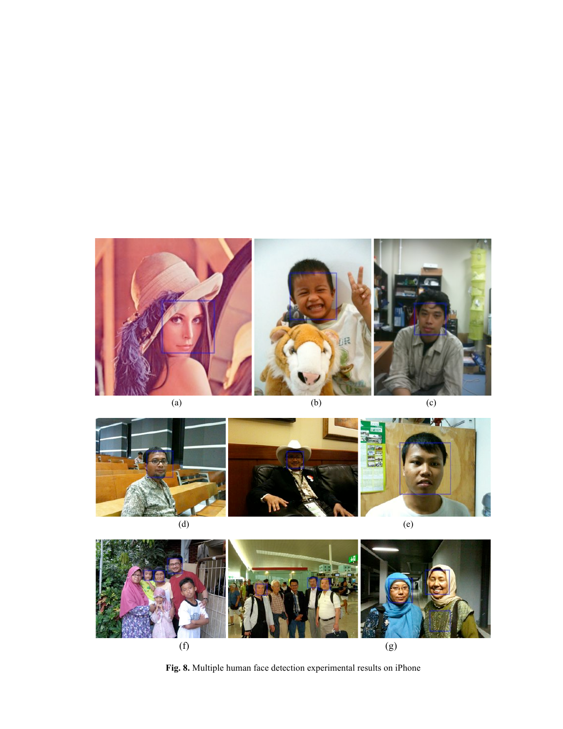(a)

(b)

(c)

(d)

(e)

(f)

(g)

**Fig. 8.** Multiple human face detection experimental results on iPhone